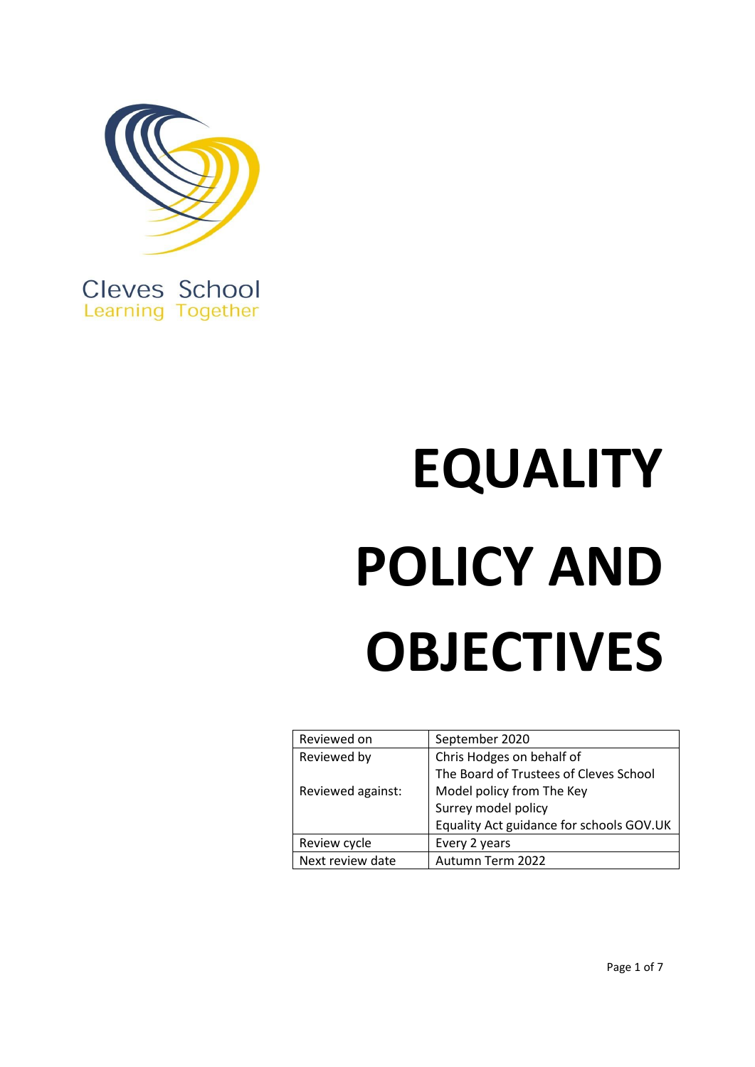Cleves School
Learning Together

# EQUALITY POLICY AND OBJECTIVES

| | |
|---|---|
| Reviewed on | September 2020 |
| Reviewed by<br><br>Reviewed against: | Chris Hodges on behalf of<br>The Board of Trustees of Cleves School<br>Model policy from The Key<br>Surrey model policy<br>Equality Act guidance for schools GOV.UK |
| Review cycle | Every 2 years |
| Next review date | Autumn Term 2022 |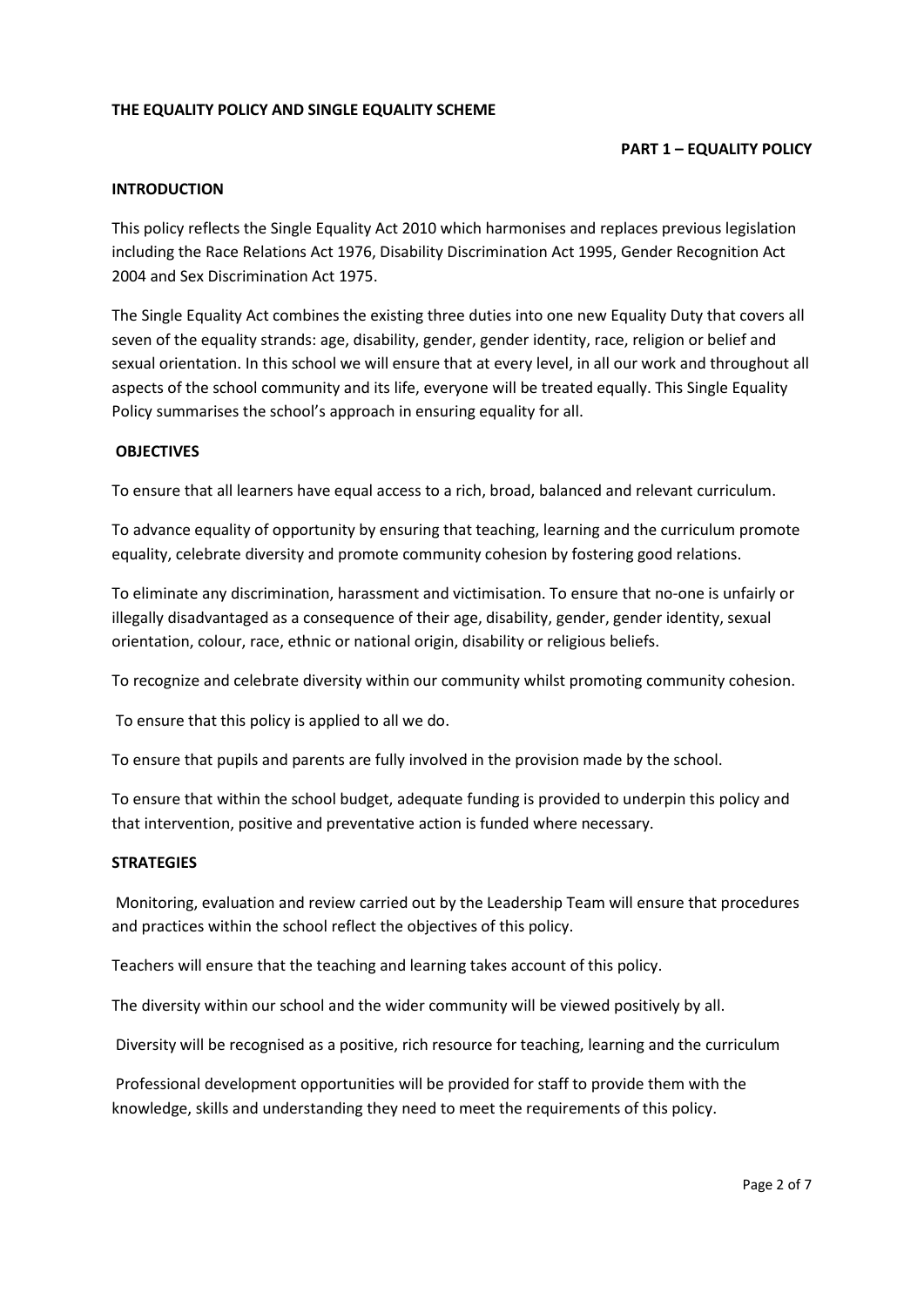## THE EQUALITY POLICY AND SINGLE EQUALITY SCHEME

### PART 1 – EQUALITY POLICY

**INTRODUCTION**

This policy reflects the Single Equality Act 2010 which harmonises and replaces previous legislation including the Race Relations Act 1976, Disability Discrimination Act 1995, Gender Recognition Act 2004 and Sex Discrimination Act 1975.

The Single Equality Act combines the existing three duties into one new Equality Duty that covers all seven of the equality strands: age, disability, gender, gender identity, race, religion or belief and sexual orientation. In this school we will ensure that at every level, in all our work and throughout all aspects of the school community and its life, everyone will be treated equally. This Single Equality Policy summarises the school's approach in ensuring equality for all.

**OBJECTIVES**

To ensure that all learners have equal access to a rich, broad, balanced and relevant curriculum.

To advance equality of opportunity by ensuring that teaching, learning and the curriculum promote equality, celebrate diversity and promote community cohesion by fostering good relations.

To eliminate any discrimination, harassment and victimisation. To ensure that no-one is unfairly or illegally disadvantaged as a consequence of their age, disability, gender, gender identity, sexual orientation, colour, race, ethnic or national origin, disability or religious beliefs.

To recognize and celebrate diversity within our community whilst promoting community cohesion.

To ensure that this policy is applied to all we do.

To ensure that pupils and parents are fully involved in the provision made by the school.

To ensure that within the school budget, adequate funding is provided to underpin this policy and that intervention, positive and preventative action is funded where necessary.

**STRATEGIES**

Monitoring, evaluation and review carried out by the Leadership Team will ensure that procedures and practices within the school reflect the objectives of this policy.

Teachers will ensure that the teaching and learning takes account of this policy.

The diversity within our school and the wider community will be viewed positively by all.

Diversity will be recognised as a positive, rich resource for teaching, learning and the curriculum

Professional development opportunities will be provided for staff to provide them with the knowledge, skills and understanding they need to meet the requirements of this policy.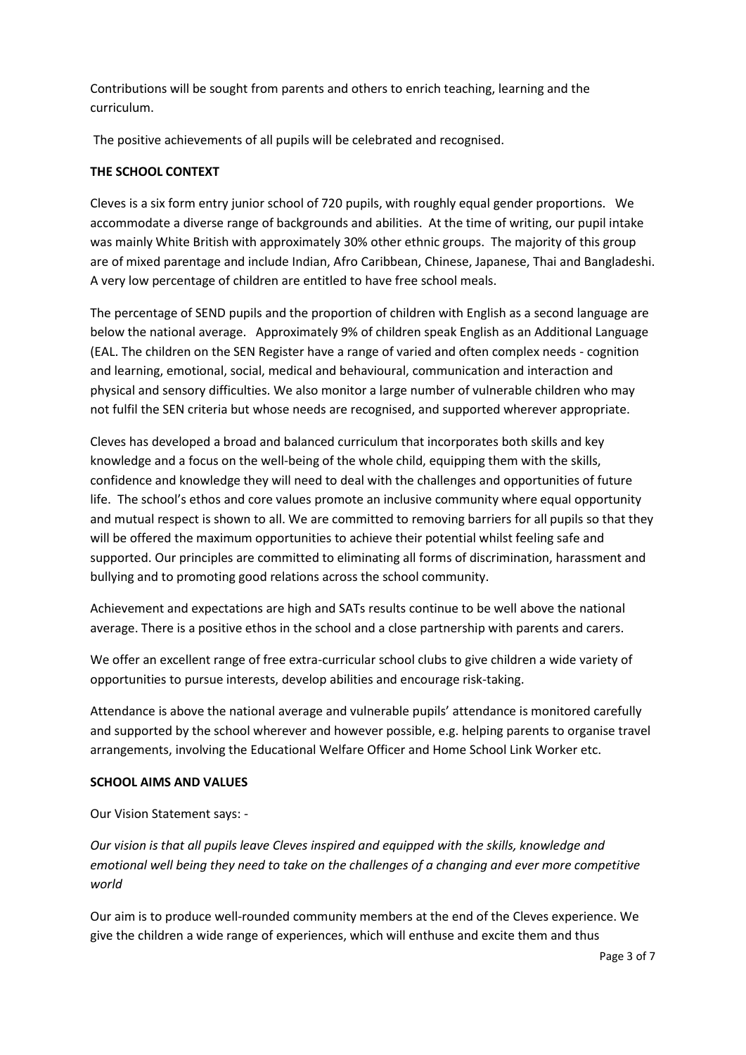Contributions will be sought from parents and others to enrich teaching, learning and the curriculum.

The positive achievements of all pupils will be celebrated and recognised.

**THE SCHOOL CONTEXT**

Cleves is a six form entry junior school of 720 pupils, with roughly equal gender proportions. We accommodate a diverse range of backgrounds and abilities. At the time of writing, our pupil intake was mainly White British with approximately 30% other ethnic groups. The majority of this group are of mixed parentage and include Indian, Afro Caribbean, Chinese, Japanese, Thai and Bangladeshi. A very low percentage of children are entitled to have free school meals.

The percentage of SEND pupils and the proportion of children with English as a second language are below the national average. Approximately 9% of children speak English as an Additional Language (EAL. The children on the SEN Register have a range of varied and often complex needs - cognition and learning, emotional, social, medical and behavioural, communication and interaction and physical and sensory difficulties. We also monitor a large number of vulnerable children who may not fulfil the SEN criteria but whose needs are recognised, and supported wherever appropriate.

Cleves has developed a broad and balanced curriculum that incorporates both skills and key knowledge and a focus on the well-being of the whole child, equipping them with the skills, confidence and knowledge they will need to deal with the challenges and opportunities of future life. The school's ethos and core values promote an inclusive community where equal opportunity and mutual respect is shown to all. We are committed to removing barriers for all pupils so that they will be offered the maximum opportunities to achieve their potential whilst feeling safe and supported. Our principles are committed to eliminating all forms of discrimination, harassment and bullying and to promoting good relations across the school community.

Achievement and expectations are high and SATs results continue to be well above the national average. There is a positive ethos in the school and a close partnership with parents and carers.

We offer an excellent range of free extra-curricular school clubs to give children a wide variety of opportunities to pursue interests, develop abilities and encourage risk-taking.

Attendance is above the national average and vulnerable pupils' attendance is monitored carefully and supported by the school wherever and however possible, e.g. helping parents to organise travel arrangements, involving the Educational Welfare Officer and Home School Link Worker etc.

**SCHOOL AIMS AND VALUES**

Our Vision Statement says: -

*Our vision is that all pupils leave Cleves inspired and equipped with the skills, knowledge and emotional well being they need to take on the challenges of a changing and ever more competitive world*

Our aim is to produce well-rounded community members at the end of the Cleves experience. We give the children a wide range of experiences, which will enthuse and excite them and thus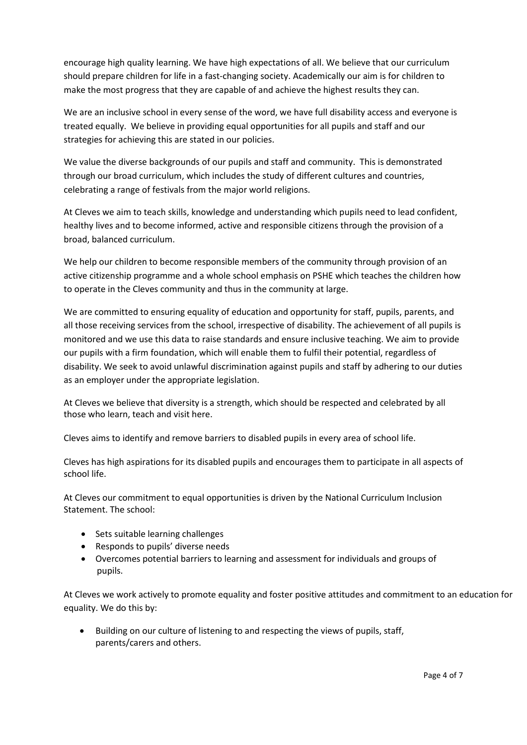encourage high quality learning. We have high expectations of all. We believe that our curriculum should prepare children for life in a fast-changing society. Academically our aim is for children to make the most progress that they are capable of and achieve the highest results they can.

We are an inclusive school in every sense of the word, we have full disability access and everyone is treated equally. We believe in providing equal opportunities for all pupils and staff and our strategies for achieving this are stated in our policies.

We value the diverse backgrounds of our pupils and staff and community. This is demonstrated through our broad curriculum, which includes the study of different cultures and countries, celebrating a range of festivals from the major world religions.

At Cleves we aim to teach skills, knowledge and understanding which pupils need to lead confident, healthy lives and to become informed, active and responsible citizens through the provision of a broad, balanced curriculum.

We help our children to become responsible members of the community through provision of an active citizenship programme and a whole school emphasis on PSHE which teaches the children how to operate in the Cleves community and thus in the community at large.

We are committed to ensuring equality of education and opportunity for staff, pupils, parents, and all those receiving services from the school, irrespective of disability. The achievement of all pupils is monitored and we use this data to raise standards and ensure inclusive teaching. We aim to provide our pupils with a firm foundation, which will enable them to fulfil their potential, regardless of disability. We seek to avoid unlawful discrimination against pupils and staff by adhering to our duties as an employer under the appropriate legislation.

At Cleves we believe that diversity is a strength, which should be respected and celebrated by all those who learn, teach and visit here.

Cleves aims to identify and remove barriers to disabled pupils in every area of school life.

Cleves has high aspirations for its disabled pupils and encourages them to participate in all aspects of school life.

At Cleves our commitment to equal opportunities is driven by the National Curriculum Inclusion Statement. The school:

- Sets suitable learning challenges
- Responds to pupils' diverse needs
- Overcomes potential barriers to learning and assessment for individuals and groups of pupils.

At Cleves we work actively to promote equality and foster positive attitudes and commitment to an education for equality. We do this by:

- Building on our culture of listening to and respecting the views of pupils, staff, parents/carers and others.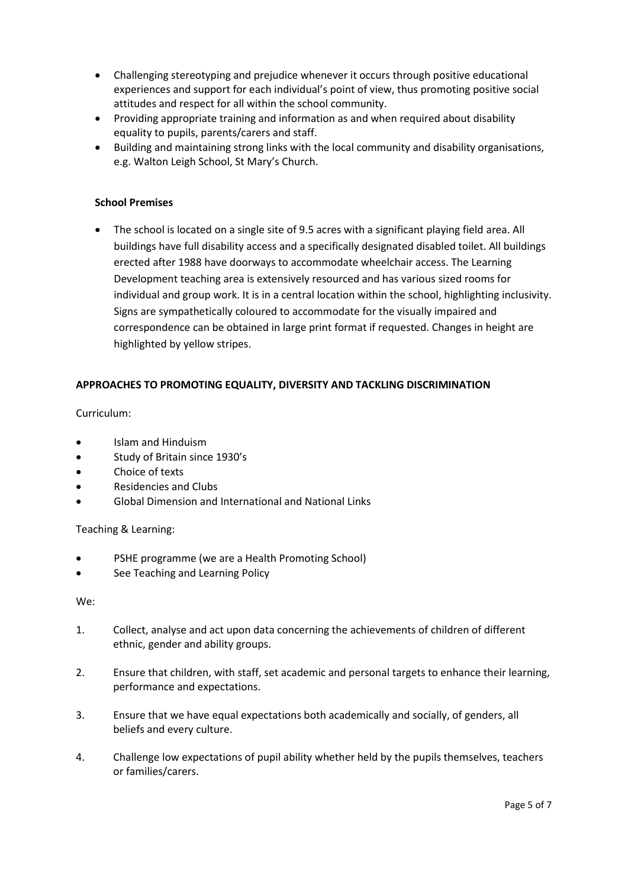- Challenging stereotyping and prejudice whenever it occurs through positive educational experiences and support for each individual's point of view, thus promoting positive social attitudes and respect for all within the school community.
- Providing appropriate training and information as and when required about disability equality to pupils, parents/carers and staff.
- Building and maintaining strong links with the local community and disability organisations, e.g. Walton Leigh School, St Mary's Church.

**School Premises**

- The school is located on a single site of 9.5 acres with a significant playing field area. All buildings have full disability access and a specifically designated disabled toilet. All buildings erected after 1988 have doorways to accommodate wheelchair access. The Learning Development teaching area is extensively resourced and has various sized rooms for individual and group work. It is in a central location within the school, highlighting inclusivity. Signs are sympathetically coloured to accommodate for the visually impaired and correspondence can be obtained in large print format if requested. Changes in height are highlighted by yellow stripes.

**APPROACHES TO PROMOTING EQUALITY, DIVERSITY AND TACKLING DISCRIMINATION**

Curriculum:

- Islam and Hinduism
- Study of Britain since 1930's
- Choice of texts
- Residencies and Clubs
- Global Dimension and International and National Links

Teaching & Learning:

- PSHE programme (we are a Health Promoting School)
- See Teaching and Learning Policy

We:

1. Collect, analyse and act upon data concerning the achievements of children of different ethnic, gender and ability groups.

2. Ensure that children, with staff, set academic and personal targets to enhance their learning, performance and expectations.

3. Ensure that we have equal expectations both academically and socially, of genders, all beliefs and every culture.

4. Challenge low expectations of pupil ability whether held by the pupils themselves, teachers or families/carers.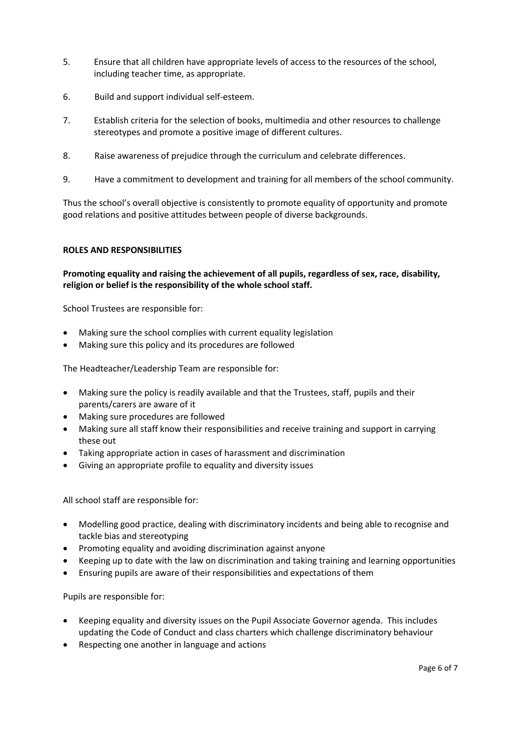5. Ensure that all children have appropriate levels of access to the resources of the school, including teacher time, as appropriate.

6. Build and support individual self-esteem.

7. Establish criteria for the selection of books, multimedia and other resources to challenge stereotypes and promote a positive image of different cultures.

8. Raise awareness of prejudice through the curriculum and celebrate differences.

9. Have a commitment to development and training for all members of the school community.

Thus the school's overall objective is consistently to promote equality of opportunity and promote good relations and positive attitudes between people of diverse backgrounds.

**ROLES AND RESPONSIBILITIES**

**Promoting equality and raising the achievement of all pupils, regardless of sex, race, disability, religion or belief is the responsibility of the whole school staff.**

School Trustees are responsible for:

- Making sure the school complies with current equality legislation
- Making sure this policy and its procedures are followed

The Headteacher/Leadership Team are responsible for:

- Making sure the policy is readily available and that the Trustees, staff, pupils and their parents/carers are aware of it
- Making sure procedures are followed
- Making sure all staff know their responsibilities and receive training and support in carrying these out
- Taking appropriate action in cases of harassment and discrimination
- Giving an appropriate profile to equality and diversity issues

All school staff are responsible for:

- Modelling good practice, dealing with discriminatory incidents and being able to recognise and tackle bias and stereotyping
- Promoting equality and avoiding discrimination against anyone
- Keeping up to date with the law on discrimination and taking training and learning opportunities
- Ensuring pupils are aware of their responsibilities and expectations of them

Pupils are responsible for:

- Keeping equality and diversity issues on the Pupil Associate Governor agenda. This includes updating the Code of Conduct and class charters which challenge discriminatory behaviour
- Respecting one another in language and actions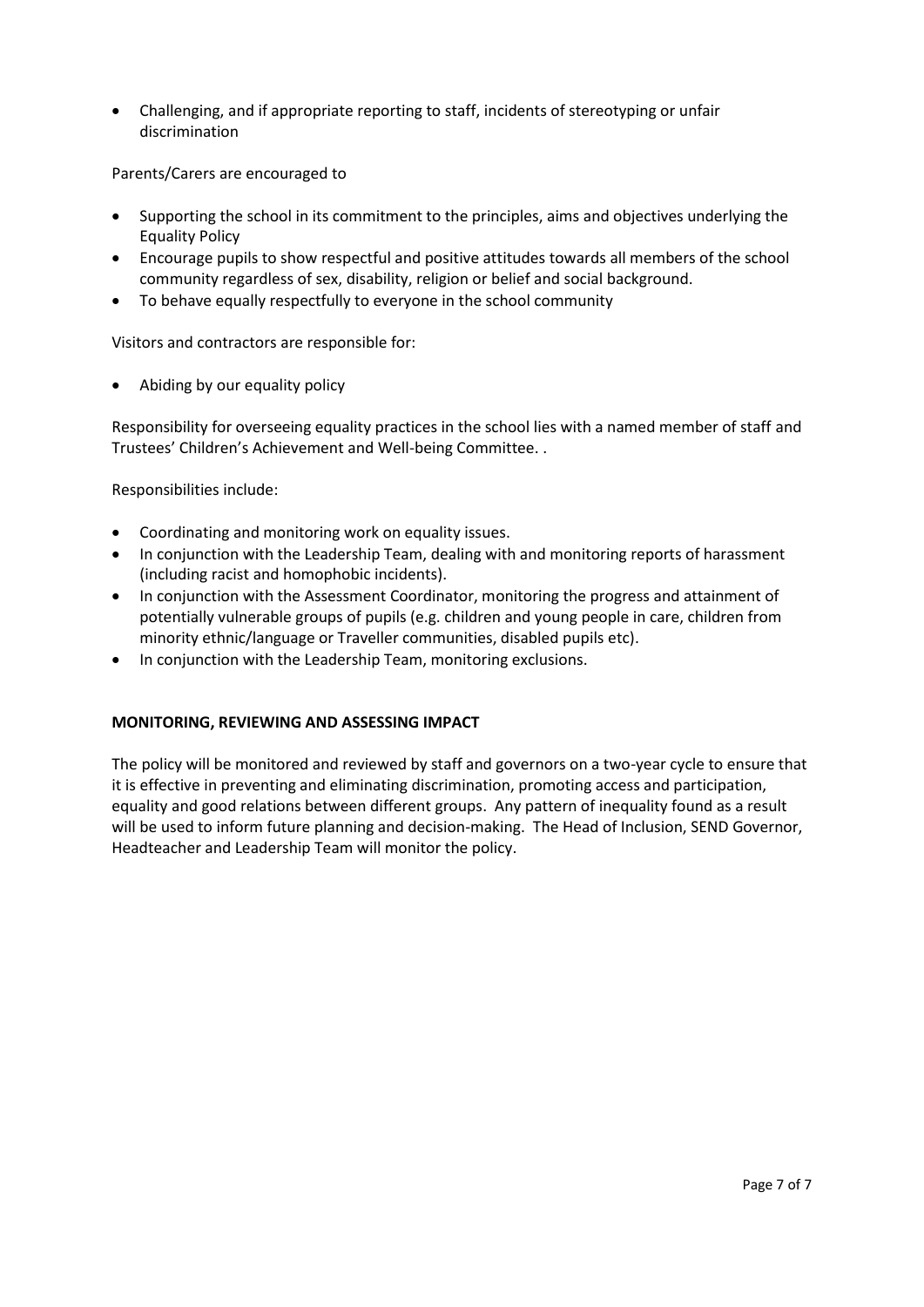- Challenging, and if appropriate reporting to staff, incidents of stereotyping or unfair discrimination

Parents/Carers are encouraged to

- Supporting the school in its commitment to the principles, aims and objectives underlying the Equality Policy
- Encourage pupils to show respectful and positive attitudes towards all members of the school community regardless of sex, disability, religion or belief and social background.
- To behave equally respectfully to everyone in the school community

Visitors and contractors are responsible for:

- Abiding by our equality policy

Responsibility for overseeing equality practices in the school lies with a named member of staff and Trustees' Children's Achievement and Well-being Committee. .

Responsibilities include:

- Coordinating and monitoring work on equality issues.
- In conjunction with the Leadership Team, dealing with and monitoring reports of harassment (including racist and homophobic incidents).
- In conjunction with the Assessment Coordinator, monitoring the progress and attainment of potentially vulnerable groups of pupils (e.g. children and young people in care, children from minority ethnic/language or Traveller communities, disabled pupils etc).
- In conjunction with the Leadership Team, monitoring exclusions.

**MONITORING, REVIEWING AND ASSESSING IMPACT**

The policy will be monitored and reviewed by staff and governors on a two-year cycle to ensure that it is effective in preventing and eliminating discrimination, promoting access and participation, equality and good relations between different groups. Any pattern of inequality found as a result will be used to inform future planning and decision-making. The Head of Inclusion, SEND Governor, Headteacher and Leadership Team will monitor the policy.